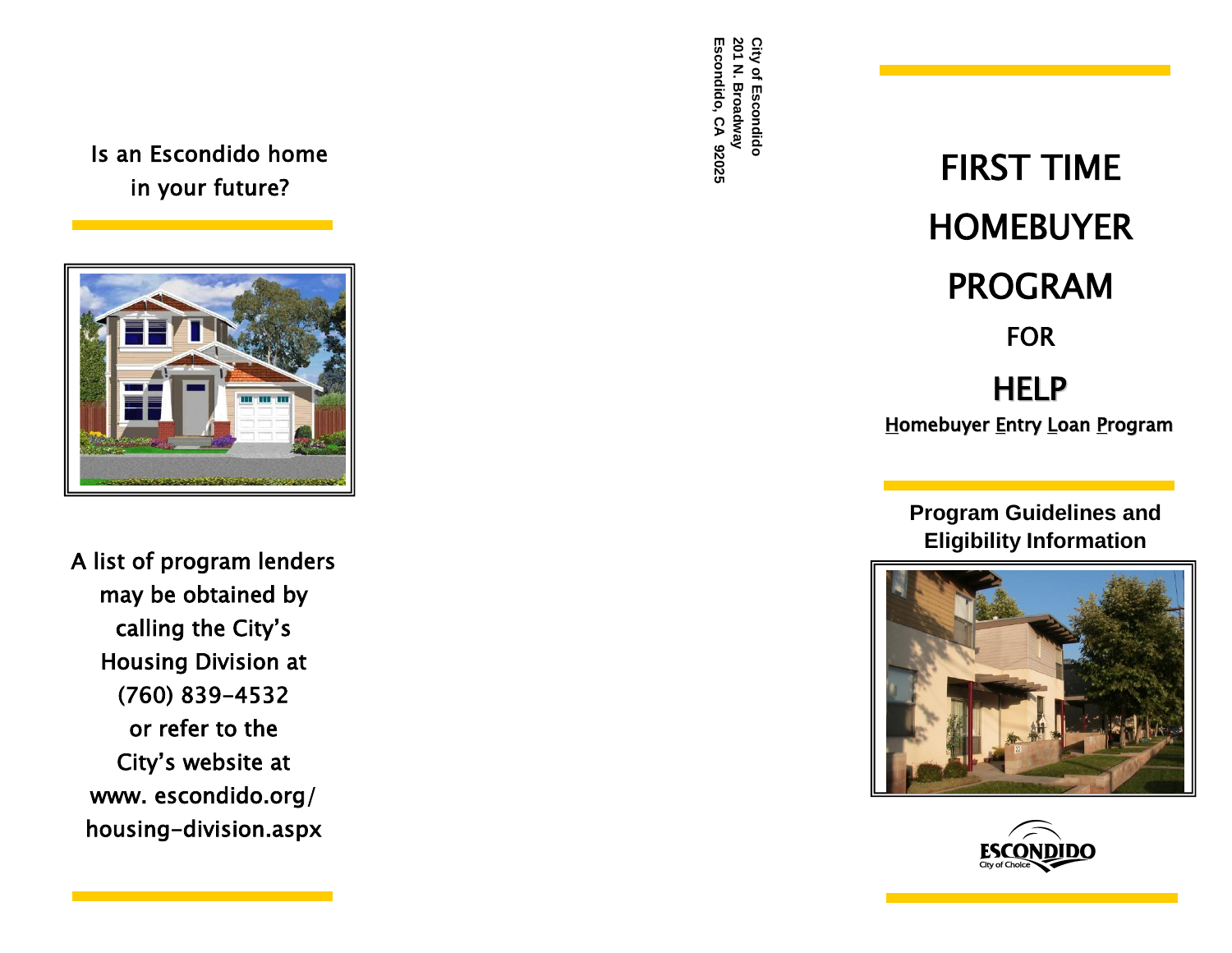Is an Escondido home in your future?

A list of program lenders may be obtained by calling the City's Housing Division at (760) 839-4532 or refer to the City's website at www. escondido.org/ housing-division.aspx

City of Escondido
201 N. Broadway
Escondido, CA 92025

# FIRST TIME HOMEBUYER PROGRAM

## FOR

## HELP

**H**omebuyer **E**ntry **L**oan **P**rogram

**Program Guidelines and Eligibility Information**

ESCONDIDO
City of Choice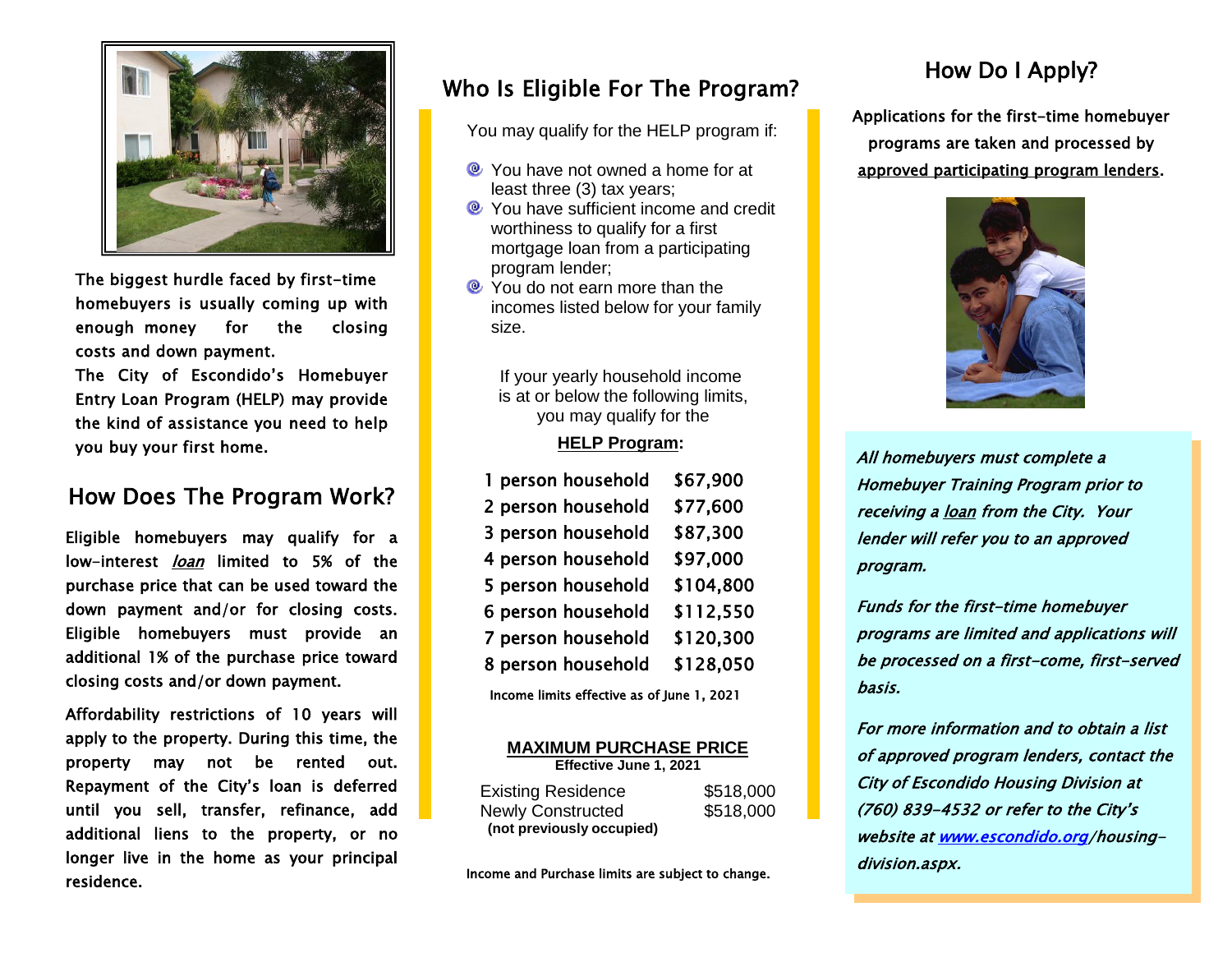The biggest hurdle faced by first-time homebuyers is usually coming up with enough money for the closing costs and down payment.

The City of Escondido's Homebuyer Entry Loan Program (HELP) may provide the kind of assistance you need to help you buy your first home.

## How Does The Program Work?

Eligible homebuyers may qualify for a low-interest *loan* limited to 5% of the purchase price that can be used toward the down payment and/or for closing costs. Eligible homebuyers must provide an additional 1% of the purchase price toward closing costs and/or down payment.

Affordability restrictions of 10 years will apply to the property. During this time, the property may not be rented out. Repayment of the City's loan is deferred until you sell, transfer, refinance, add additional liens to the property, or no longer live in the home as your principal residence.

## Who Is Eligible For The Program?

You may qualify for the HELP program if:

- You have not owned a home for at least three (3) tax years;
- You have sufficient income and credit worthiness to qualify for a first mortgage loan from a participating program lender;
- You do not earn more than the incomes listed below for your family size.

If your yearly household income is at or below the following limits, you may qualify for the

**HELP Program:**

| | |
|---|---|
| 1 person household | $67,900 |
| 2 person household | $77,600 |
| 3 person household | $87,300 |
| 4 person household | $97,000 |
| 5 person household | $104,800 |
| 6 person household | $112,550 |
| 7 person household | $120,300 |
| 8 person household | $128,050 |

Income limits effective as of June 1, 2021

**MAXIMUM PURCHASE PRICE**
**Effective June 1, 2021**

| | |
|---|---|
| Existing Residence | $518,000 |
| Newly Constructed **(not previously occupied)** | $518,000 |

Income and Purchase limits are subject to change.

## How Do I Apply?

Applications for the first-time homebuyer programs are taken and processed by approved participating program lenders.

*All homebuyers must complete a Homebuyer Training Program prior to receiving a loan from the City. Your lender will refer you to an approved program.*

*Funds for the first-time homebuyer programs are limited and applications will be processed on a first-come, first-served basis.*

*For more information and to obtain a list of approved program lenders, contact the City of Escondido Housing Division at (760) 839-4532 or refer to the City's website at www.escondido.org/housing-division.aspx.*